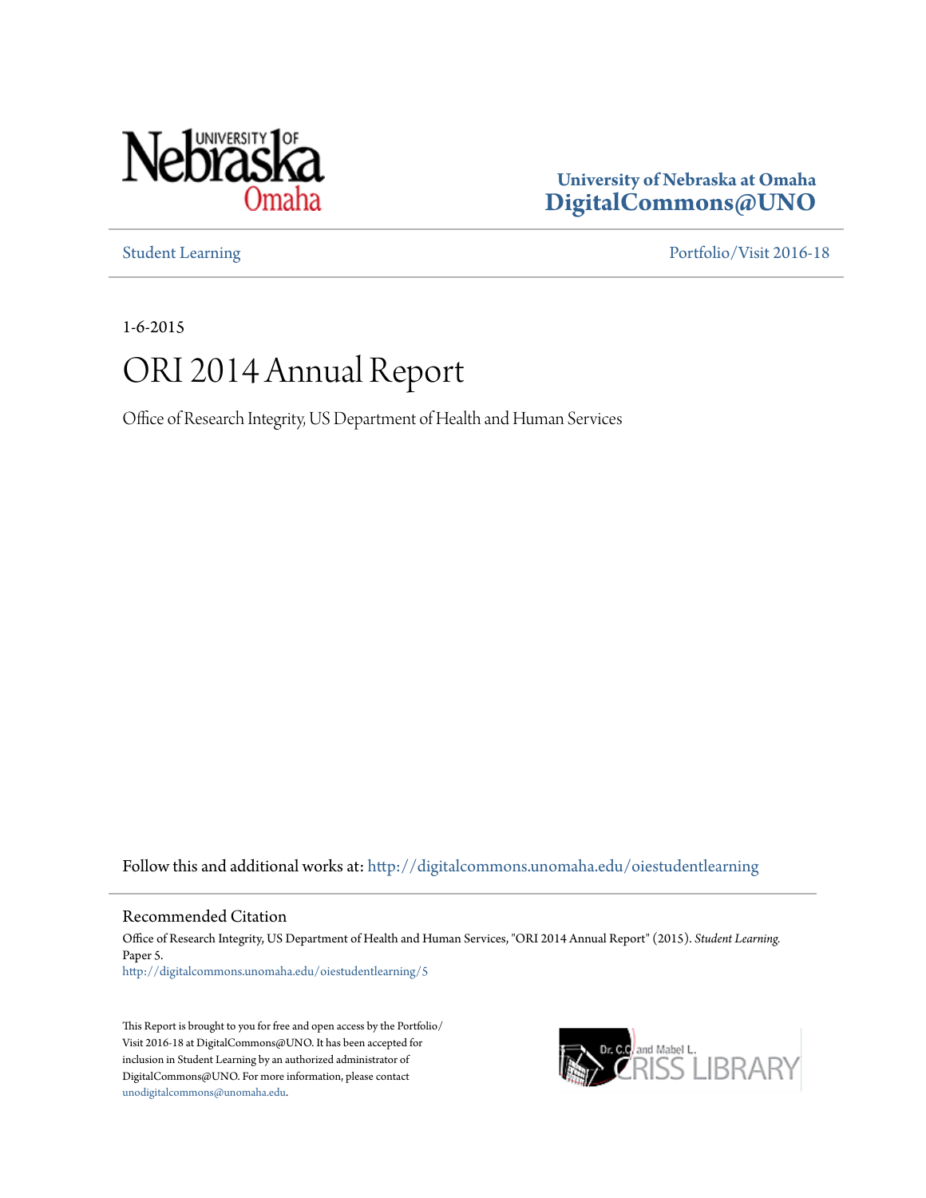University of Nebraska at Omaha
**DigitalCommons@UNO**

Student Learning

Portfolio/Visit 2016-18

1-6-2015

# ORI 2014 Annual Report

Office of Research Integrity, US Department of Health and Human Services

Follow this and additional works at: http://digitalcommons.unomaha.edu/oiestudentlearning

## Recommended Citation

Office of Research Integrity, US Department of Health and Human Services, "ORI 2014 Annual Report" (2015). *Student Learning*. Paper 5.
http://digitalcommons.unomaha.edu/oiestudentlearning/5

This Report is brought to you for free and open access by the Portfolio/Visit 2016-18 at DigitalCommons@UNO. It has been accepted for inclusion in Student Learning by an authorized administrator of DigitalCommons@UNO. For more information, please contact unodigitalcommons@unomaha.edu.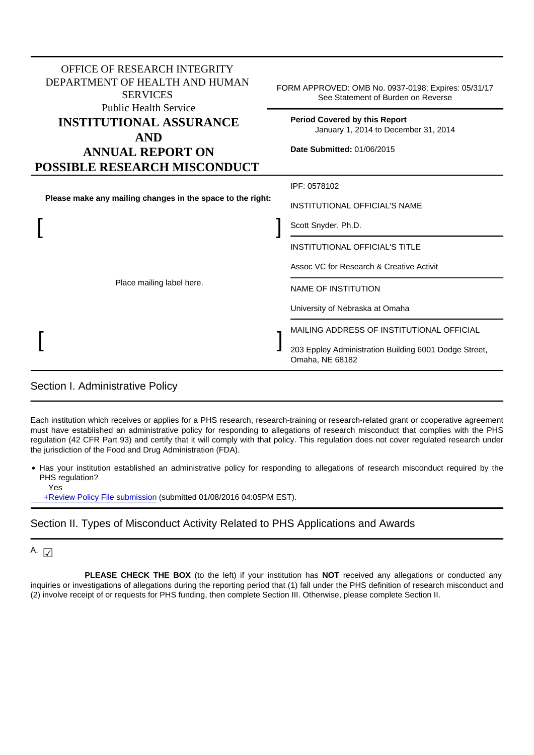OFFICE OF RESEARCH INTEGRITY
DEPARTMENT OF HEALTH AND HUMAN SERVICES
Public Health Service

# INSTITUTIONAL ASSURANCE AND ANNUAL REPORT ON POSSIBLE RESEARCH MISCONDUCT

FORM APPROVED: OMB No. 0937-0198; Expires: 05/31/17
See Statement of Burden on Reverse

**Period Covered by this Report**
January 1, 2014 to December 31, 2014

**Date Submitted:** 01/06/2015

**Please make any mailing changes in the space to the right:**

[ ]

Place mailing label here.

[ ]

IPF: 0578102

INSTITUTIONAL OFFICIAL'S NAME

Scott Snyder, Ph.D.

INSTITUTIONAL OFFICIAL'S TITLE

Assoc VC for Research & Creative Activit

NAME OF INSTITUTION

University of Nebraska at Omaha

MAILING ADDRESS OF INSTITUTIONAL OFFICIAL

203 Eppley Administration Building 6001 Dodge Street, Omaha, NE 68182

## Section I. Administrative Policy

Each institution which receives or applies for a PHS research, research-training or research-related grant or cooperative agreement must have established an administrative policy for responding to allegations of research misconduct that complies with the PHS regulation (42 CFR Part 93) and certify that it will comply with that policy. This regulation does not cover regulated research under the jurisdiction of the Food and Drug Administration (FDA).

- Has your institution established an administrative policy for responding to allegations of research misconduct required by the PHS regulation?
  Yes
  +Review Policy File submission (submitted 01/08/2016 04:05PM EST).

## Section II. Types of Misconduct Activity Related to PHS Applications and Awards

A. ☑

**PLEASE CHECK THE BOX** (to the left) if your institution has **NOT** received any allegations or conducted any inquiries or investigations of allegations during the reporting period that (1) fall under the PHS definition of research misconduct and (2) involve receipt of or requests for PHS funding, then complete Section III. Otherwise, please complete Section II.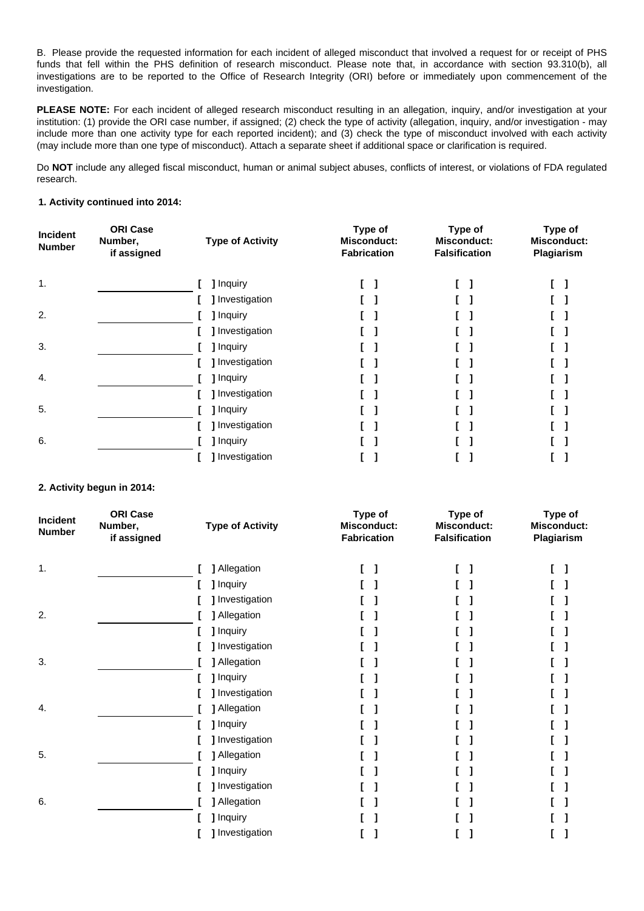B. Please provide the requested information for each incident of alleged misconduct that involved a request for or receipt of PHS funds that fell within the PHS definition of research misconduct. Please note that, in accordance with section 93.310(b), all investigations are to be reported to the Office of Research Integrity (ORI) before or immediately upon commencement of the investigation.

**PLEASE NOTE:** For each incident of alleged research misconduct resulting in an allegation, inquiry, and/or investigation at your institution: (1) provide the ORI case number, if assigned; (2) check the type of activity (allegation, inquiry, and/or investigation - may include more than one activity type for each reported incident); and (3) check the type of misconduct involved with each activity (may include more than one type of misconduct). Attach a separate sheet if additional space or clarification is required.

Do **NOT** include any alleged fiscal misconduct, human or animal subject abuses, conflicts of interest, or violations of FDA regulated research.

**1. Activity continued into 2014:**

| Incident Number | ORI Case Number, if assigned | Type of Activity | Type of Misconduct: Fabrication | Type of Misconduct: Falsification | Type of Misconduct: Plagiarism |
|---|---|---|---|---|---|
| 1. | ________ | [ ] Inquiry | [ ] | [ ] | [ ] |
| | | [ ] Investigation | [ ] | [ ] | [ ] |
| 2. | ________ | [ ] Inquiry | [ ] | [ ] | [ ] |
| | | [ ] Investigation | [ ] | [ ] | [ ] |
| 3. | ________ | [ ] Inquiry | [ ] | [ ] | [ ] |
| | | [ ] Investigation | [ ] | [ ] | [ ] |
| 4. | ________ | [ ] Inquiry | [ ] | [ ] | [ ] |
| | | [ ] Investigation | [ ] | [ ] | [ ] |
| 5. | ________ | [ ] Inquiry | [ ] | [ ] | [ ] |
| | | [ ] Investigation | [ ] | [ ] | [ ] |
| 6. | ________ | [ ] Inquiry | [ ] | [ ] | [ ] |
| | | [ ] Investigation | [ ] | [ ] | [ ] |

**2. Activity begun in 2014:**

| Incident Number | ORI Case Number, if assigned | Type of Activity | Type of Misconduct: Fabrication | Type of Misconduct: Falsification | Type of Misconduct: Plagiarism |
|---|---|---|---|---|---|
| 1. | ________ | [ ] Allegation | [ ] | [ ] | [ ] |
| | | [ ] Inquiry | [ ] | [ ] | [ ] |
| | | [ ] Investigation | [ ] | [ ] | [ ] |
| 2. | ________ | [ ] Allegation | [ ] | [ ] | [ ] |
| | | [ ] Inquiry | [ ] | [ ] | [ ] |
| | | [ ] Investigation | [ ] | [ ] | [ ] |
| 3. | ________ | [ ] Allegation | [ ] | [ ] | [ ] |
| | | [ ] Inquiry | [ ] | [ ] | [ ] |
| | | [ ] Investigation | [ ] | [ ] | [ ] |
| 4. | ________ | [ ] Allegation | [ ] | [ ] | [ ] |
| | | [ ] Inquiry | [ ] | [ ] | [ ] |
| | | [ ] Investigation | [ ] | [ ] | [ ] |
| 5. | ________ | [ ] Allegation | [ ] | [ ] | [ ] |
| | | [ ] Inquiry | [ ] | [ ] | [ ] |
| | | [ ] Investigation | [ ] | [ ] | [ ] |
| 6. | ________ | [ ] Allegation | [ ] | [ ] | [ ] |
| | | [ ] Inquiry | [ ] | [ ] | [ ] |
| | | [ ] Investigation | [ ] | [ ] | [ ] |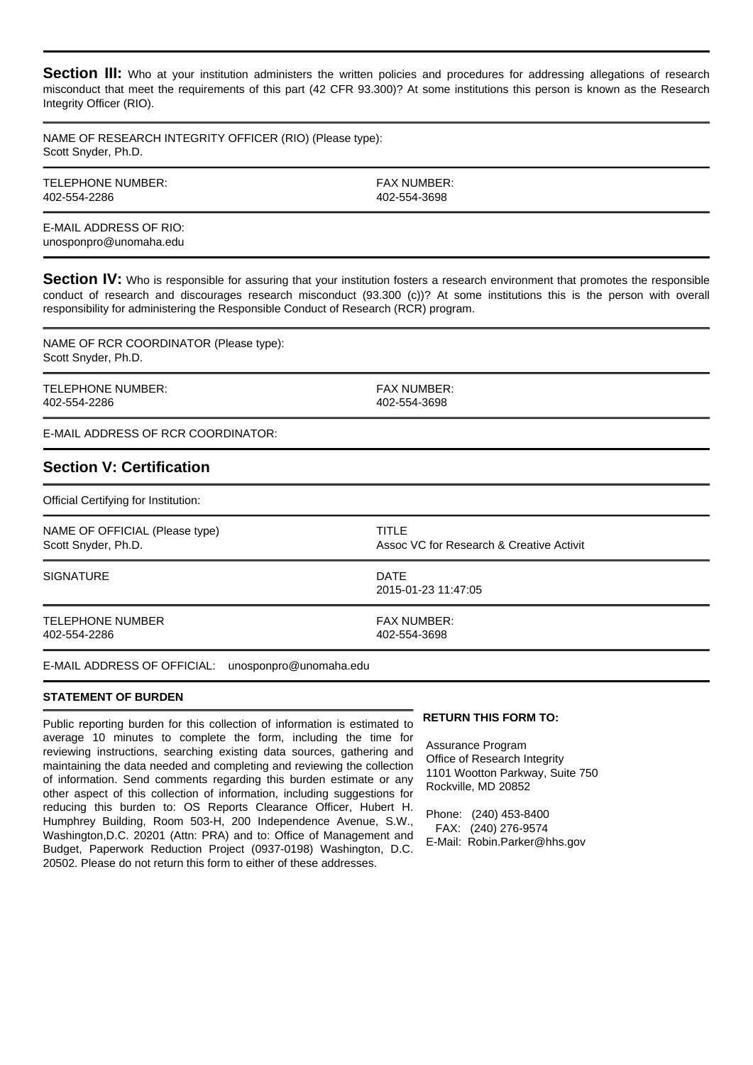**Section III:** Who at your institution administers the written policies and procedures for addressing allegations of research misconduct that meet the requirements of this part (42 CFR 93.300)? At some institutions this person is known as the Research Integrity Officer (RIO).

NAME OF RESEARCH INTEGRITY OFFICER (RIO) (Please type):
Scott Snyder, Ph.D.

| TELEPHONE NUMBER: | FAX NUMBER: |
|---|---|
| 402-554-2286 | 402-554-3698 |

E-MAIL ADDRESS OF RIO:
unosponpro@unomaha.edu

**Section IV:** Who is responsible for assuring that your institution fosters a research environment that promotes the responsible conduct of research and discourages research misconduct (93.300 (c))? At some institutions this is the person with overall responsibility for administering the Responsible Conduct of Research (RCR) program.

NAME OF RCR COORDINATOR (Please type):
Scott Snyder, Ph.D.

| TELEPHONE NUMBER: | FAX NUMBER: |
|---|---|
| 402-554-2286 | 402-554-3698 |

E-MAIL ADDRESS OF RCR COORDINATOR:

## Section V: Certification

Official Certifying for Institution:

| NAME OF OFFICIAL (Please type) | TITLE |
|---|---|
| Scott Snyder, Ph.D. | Assoc VC for Research & Creative Activit |
| SIGNATURE | DATE |
| | 2015-01-23 11:47:05 |
| TELEPHONE NUMBER | FAX NUMBER: |
| 402-554-2286 | 402-554-3698 |

E-MAIL ADDRESS OF OFFICIAL: unosponpro@unomaha.edu

**STATEMENT OF BURDEN**

Public reporting burden for this collection of information is estimated to average 10 minutes to complete the form, including the time for reviewing instructions, searching existing data sources, gathering and maintaining the data needed and completing and reviewing the collection of information. Send comments regarding this burden estimate or any other aspect of this collection of information, including suggestions for reducing this burden to: OS Reports Clearance Officer, Hubert H. Humphrey Building, Room 503-H, 200 Independence Avenue, S.W., Washington,D.C. 20201 (Attn: PRA) and to: Office of Management and Budget, Paperwork Reduction Project (0937-0198) Washington, D.C. 20502. Please do not return this form to either of these addresses.

**RETURN THIS FORM TO:**

Assurance Program
Office of Research Integrity
1101 Wootton Parkway, Suite 750
Rockville, MD 20852

Phone: (240) 453-8400
FAX: (240) 276-9574
E-Mail: Robin.Parker@hhs.gov